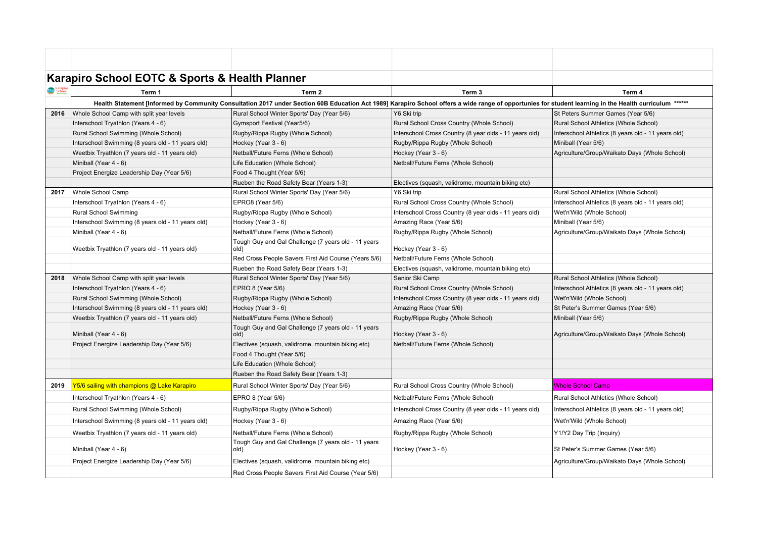# Karapiro School EOTC & Sports & Health Planner

| | Term 1 | Term 2 | Term 3 | Term 4 |
|---|---|---|---|---|
| | Health Statement [Informed by Community Consultation 2017 under Section 60B Education Act 1989] Karapiro School offers a wide range of opportunies for student learning in the Health curriculum ****** | | | |
| 2016 | Whole School Camp with split year levels | Rural School Winter Sports' Day (Year 5/6) | Y6 Ski trip | St Peters Summer Games (Year 5/6) |
| | Interschool Tryathlon (Years 4 - 6) | Gymsport Festival (Year5/6) | Rural School Cross Country (Whole School) | Rural School Athletics (Whole School) |
| | Rural School Swimming (Whole School) | Rugby/Rippa Rugby (Whole School) | Interschool Cross Country (8 year olds - 11 years old) | Interschool Athletics (8 years old - 11 years old) |
| | Interschool Swimming (8 years old - 11 years old) | Hockey (Year 3 - 6) | Rugby/Rippa Rugby (Whole School) | Miniball (Year 5/6) |
| | Weetbix Tryathlon (7 years old - 11 years old) | Netball/Future Ferns (Whole School) | Hockey (Year 3 - 6) | Agriculture/Group/Waikato Days (Whole School) |
| | Miniball (Year 4 - 6) | Life Education (Whole School) | Netball/Future Ferns (Whole School) | |
| | Project Energize Leadership Day (Year 5/6) | Food 4 Thought (Year 5/6) | | |
| | | Rueben the Road Safety Bear (Years 1-3) | Electives (squash, validrome, mountain biking etc) | |
| 2017 | Whole School Camp | Rural School Winter Sports' Day (Year 5/6) | Y6 Ski trip | Rural School Athletics (Whole School) |
| | Interschool Tryathlon (Years 4 - 6) | EPRO8 (Year 5/6) | Rural School Cross Country (Whole School) | Interschool Athletics (8 years old - 11 years old) |
| | Rural School Swimming | Rugby/Rippa Rugby (Whole School) | Interschool Cross Country (8 year olds - 11 years old) | Wet'n'Wild (Whole School) |
| | Interschool Swimming (8 years old - 11 years old) | Hockey (Year 3 - 6) | Amazing Race (Year 5/6) | Miniball (Year 5/6) |
| | Miniball (Year 4 - 6) | Netball/Future Ferns (Whole School) | Rugby/Rippa Rugby (Whole School) | Agriculture/Group/Waikato Days (Whole School) |
| | Weetbix Tryathlon (7 years old - 11 years old) | Tough Guy and Gal Challenge (7 years old - 11 years old) | Hockey (Year 3 - 6) | |
| | | Red Cross People Savers First Aid Course (Years 5/6) | Netball/Future Ferns (Whole School) | |
| | | Rueben the Road Safety Bear (Years 1-3) | Electives (squash, validrome, mountain biking etc) | |
| 2018 | Whole School Camp with split year levels | Rural School Winter Sports' Day (Year 5/6) | Senior Ski Camp | Rural School Athletics (Whole School) |
| | Interschool Tryathlon (Years 4 - 6) | EPRO 8 (Year 5/6) | Rural School Cross Country (Whole School) | Interschool Athletics (8 years old - 11 years old) |
| | Rural School Swimming (Whole School) | Rugby/Rippa Rugby (Whole School) | Interschool Cross Country (8 year olds - 11 years old) | Wet'n'Wild (Whole School) |
| | Interschool Swimming (8 years old - 11 years old) | Hockey (Year 3 - 6) | Amazing Race (Year 5/6) | St Peter's Summer Games (Year 5/6) |
| | Weetbix Tryathlon (7 years old - 11 years old) | Netball/Future Ferns (Whole School) | Rugby/Rippa Rugby (Whole School) | Miniball (Year 5/6) |
| | Miniball (Year 4 - 6) | Tough Guy and Gal Challenge (7 years old - 11 years old) | Hockey (Year 3 - 6) | Agriculture/Group/Waikato Days (Whole School) |
| | Project Energize Leadership Day (Year 5/6) | Electives (squash, validrome, mountain biking etc) | Netball/Future Ferns (Whole School) | |
| | | Food 4 Thought (Year 5/6) | | |
| | | Life Education (Whole School) | | |
| | | Rueben the Road Safety Bear (Years 1-3) | | |
| 2019 | Y5/6 sailing with champions @ Lake Karapiro | Rural School Winter Sports' Day (Year 5/6) | Rural School Cross Country (Whole School) | Whole School Camp |
| | Interschool Tryathlon (Years 4 - 6) | EPRO 8 (Year 5/6) | Netball/Future Ferns (Whole School) | Rural School Athletics (Whole School) |
| | Rural School Swimming (Whole School) | Rugby/Rippa Rugby (Whole School) | Interschool Cross Country (8 year olds - 11 years old) | Interschool Athletics (8 years old - 11 years old) |
| | Interschool Swimming (8 years old - 11 years old) | Hockey (Year 3 - 6) | Amazing Race (Year 5/6) | Wet'n'Wild (Whole School) |
| | Weetbix Tryathlon (7 years old - 11 years old) | Netball/Future Ferns (Whole School) | Rugby/Rippa Rugby (Whole School) | Y1/Y2 Day Trip (Inquiry) |
| | Miniball (Year 4 - 6) | Tough Guy and Gal Challenge (7 years old - 11 years old) | Hockey (Year 3 - 6) | St Peter's Summer Games (Year 5/6) |
| | Project Energize Leadership Day (Year 5/6) | Electives (squash, validrome, mountain biking etc) | | Agriculture/Group/Waikato Days (Whole School) |
| | | Red Cross People Savers First Aid Course (Year 5/6) | | |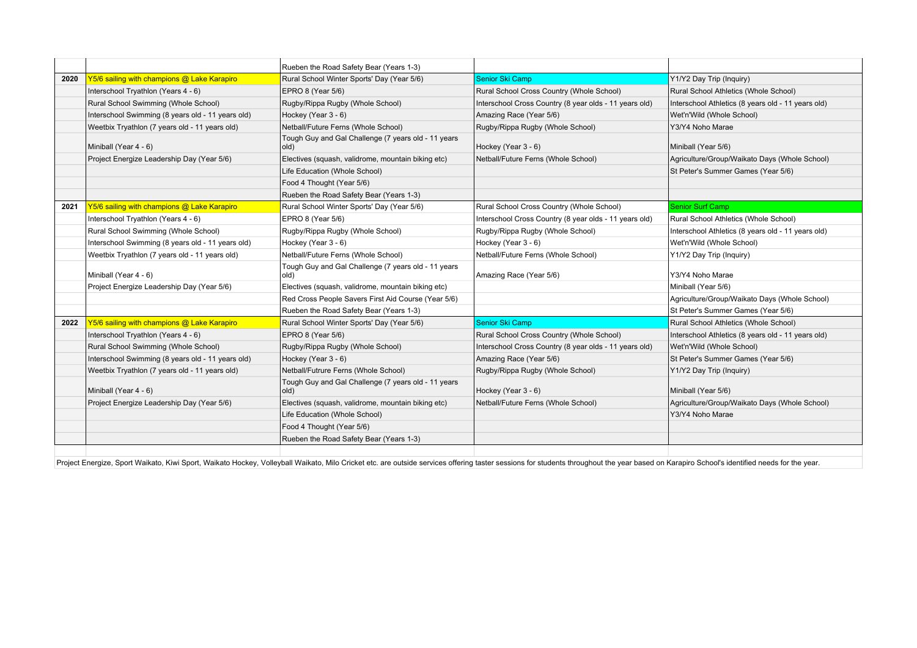| | | | | |
|---|---|---|---|---|
| | | Rueben the Road Safety Bear (Years 1-3) | | |
| **2020** | Y5/6 sailing with champions @ Lake Karapiro | Rural School Winter Sports' Day (Year 5/6) | Senior Ski Camp | Y1/Y2 Day Trip (Inquiry) |
| | Interschool Tryathlon (Years 4 - 6) | EPRO 8 (Year 5/6) | Rural School Cross Country (Whole School) | Rural School Athletics (Whole School) |
| | Rural School Swimming (Whole School) | Rugby/Rippa Rugby (Whole School) | Interschool Cross Country (8 year olds - 11 years old) | Interschool Athletics (8 years old - 11 years old) |
| | Interschool Swimming (8 years old - 11 years old) | Hockey (Year 3 - 6) | Amazing Race (Year 5/6) | Wet'n'Wild (Whole School) |
| | Weetbix Tryathlon (7 years old - 11 years old) | Netball/Future Ferns (Whole School) | Rugby/Rippa Rugby (Whole School) | Y3/Y4 Noho Marae |
| | Miniball (Year 4 - 6) | Tough Guy and Gal Challenge (7 years old - 11 years old) | Hockey (Year 3 - 6) | Miniball (Year 5/6) |
| | Project Energize Leadership Day (Year 5/6) | Electives (squash, validrome, mountain biking etc) | Netball/Future Ferns (Whole School) | Agriculture/Group/Waikato Days (Whole School) |
| | | Life Education (Whole School) | | St Peter's Summer Games (Year 5/6) |
| | | Food 4 Thought (Year 5/6) | | |
| | | Rueben the Road Safety Bear (Years 1-3) | | |
| **2021** | Y5/6 sailing with champions @ Lake Karapiro | Rural School Winter Sports' Day (Year 5/6) | Rural School Cross Country (Whole School) | Senior Surf Camp |
| | Interschool Tryathlon (Years 4 - 6) | EPRO 8 (Year 5/6) | Interschool Cross Country (8 year olds - 11 years old) | Rural School Athletics (Whole School) |
| | Rural School Swimming (Whole School) | Rugby/Rippa Rugby (Whole School) | Rugby/Rippa Rugby (Whole School) | Interschool Athletics (8 years old - 11 years old) |
| | Interschool Swimming (8 years old - 11 years old) | Hockey (Year 3 - 6) | Hockey (Year 3 - 6) | Wet'n'Wild (Whole School) |
| | Weetbix Tryathlon (7 years old - 11 years old) | Netball/Future Ferns (Whole School) | Netball/Future Ferns (Whole School) | Y1/Y2 Day Trip (Inquiry) |
| | Miniball (Year 4 - 6) | Tough Guy and Gal Challenge (7 years old - 11 years old) | Amazing Race (Year 5/6) | Y3/Y4 Noho Marae |
| | Project Energize Leadership Day (Year 5/6) | Electives (squash, validrome, mountain biking etc) | | Miniball (Year 5/6) |
| | | Red Cross People Savers First Aid Course (Year 5/6) | | Agriculture/Group/Waikato Days (Whole School) |
| | | Rueben the Road Safety Bear (Years 1-3) | | St Peter's Summer Games (Year 5/6) |
| **2022** | Y5/6 sailing with champions @ Lake Karapiro | Rural School Winter Sports' Day (Year 5/6) | Senior Ski Camp | Rural School Athletics (Whole School) |
| | Interschool Tryathlon (Years 4 - 6) | EPRO 8 (Year 5/6) | Rural School Cross Country (Whole School) | Interschool Athletics (8 years old - 11 years old) |
| | Rural School Swimming (Whole School) | Rugby/Rippa Rugby (Whole School) | Interschool Cross Country (8 year olds - 11 years old) | Wet'n'Wild (Whole School) |
| | Interschool Swimming (8 years old - 11 years old) | Hockey (Year 3 - 6) | Amazing Race (Year 5/6) | St Peter's Summer Games (Year 5/6) |
| | Weetbix Tryathlon (7 years old - 11 years old) | Netball/Futrure Ferns (Whole School) | Rugby/Rippa Rugby (Whole School) | Y1/Y2 Day Trip (Inquiry) |
| | Miniball (Year 4 - 6) | Tough Guy and Gal Challenge (7 years old - 11 years old) | Hockey (Year 3 - 6) | Miniball (Year 5/6) |
| | Project Energize Leadership Day (Year 5/6) | Electives (squash, validrome, mountain biking etc) | Netball/Future Ferns (Whole School) | Agriculture/Group/Waikato Days (Whole School) |
| | | Life Education (Whole School) | | Y3/Y4 Noho Marae |
| | | Food 4 Thought (Year 5/6) | | |
| | | Rueben the Road Safety Bear (Years 1-3) | | |

Project Energize, Sport Waikato, Kiwi Sport, Waikato Hockey, Volleyball Waikato, Milo Cricket etc. are outside services offering taster sessions for students throughout the year based on Karapiro School's identified needs for the year.